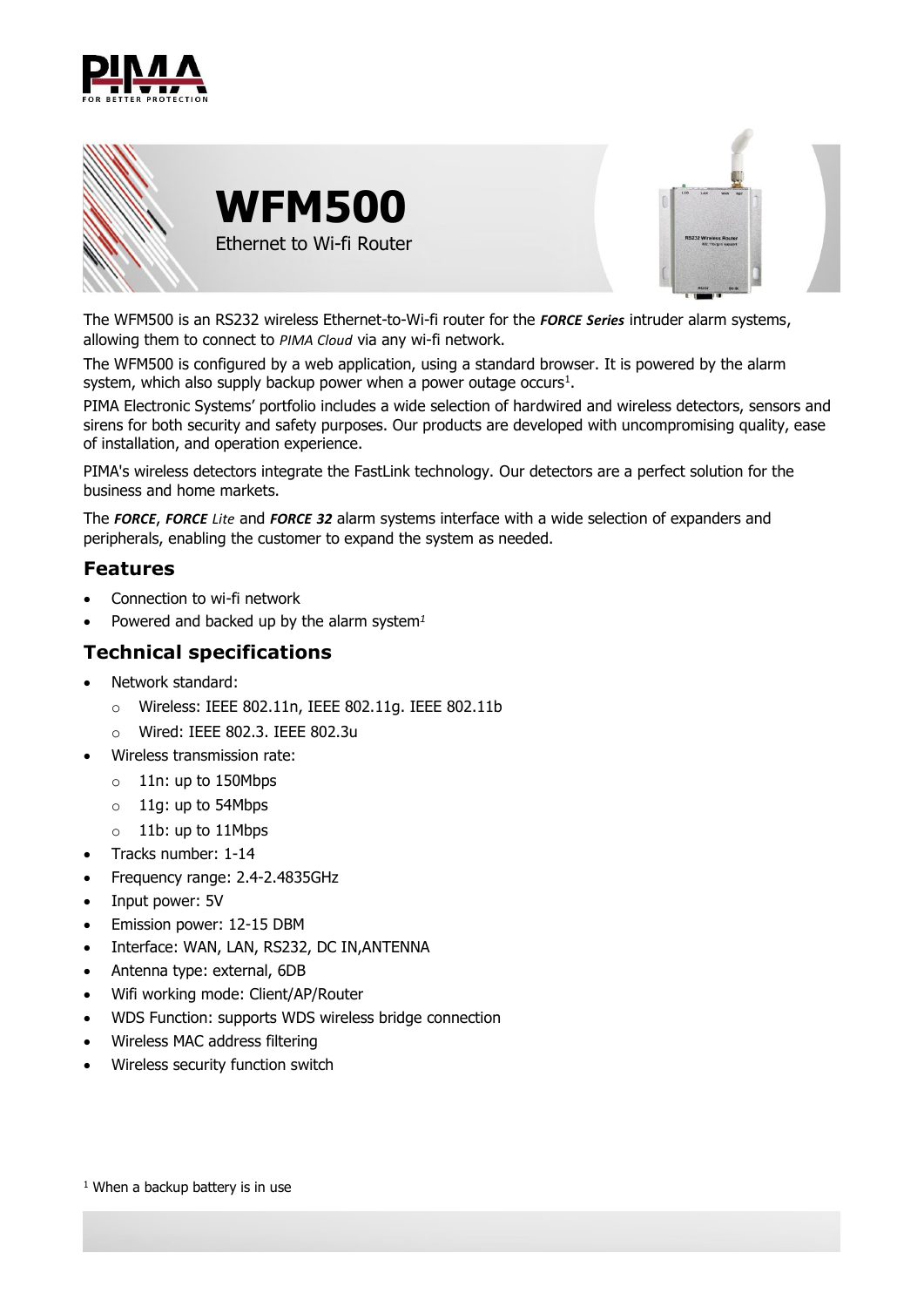# WFM500

Ethernet to Wi-fi Router

The WFM500 is an RS232 wireless Ethernet-to-Wi-fi router for the ***FORCE Series*** intruder alarm systems, allowing them to connect to *PIMA Cloud* via any wi-fi network.

The WFM500 is configured by a web application, using a standard browser. It is powered by the alarm system, which also supply backup power when a power outage occurs[1].

PIMA Electronic Systems' portfolio includes a wide selection of hardwired and wireless detectors, sensors and sirens for both security and safety purposes. Our products are developed with uncompromising quality, ease of installation, and operation experience.

PIMA's wireless detectors integrate the FastLink technology. Our detectors are a perfect solution for the business and home markets.

The ***FORCE***, ***FORCE** Lite* and ***FORCE 32*** alarm systems interface with a wide selection of expanders and peripherals, enabling the customer to expand the system as needed.

## Features

- Connection to wi-fi network
- Powered and backed up by the alarm system[1]

## Technical specifications

- Network standard:
  - Wireless: IEEE 802.11n, IEEE 802.11g. IEEE 802.11b
  - Wired: IEEE 802.3. IEEE 802.3u
- Wireless transmission rate:
  - 11n: up to 150Mbps
  - 11g: up to 54Mbps
  - 11b: up to 11Mbps
- Tracks number: 1-14
- Frequency range: 2.4-2.4835GHz
- Input power: 5V
- Emission power: 12-15 DBM
- Interface: WAN, LAN, RS232, DC IN,ANTENNA
- Antenna type: external, 6DB
- Wifi working mode: Client/AP/Router
- WDS Function: supports WDS wireless bridge connection
- Wireless MAC address filtering
- Wireless security function switch

[1] When a backup battery is in use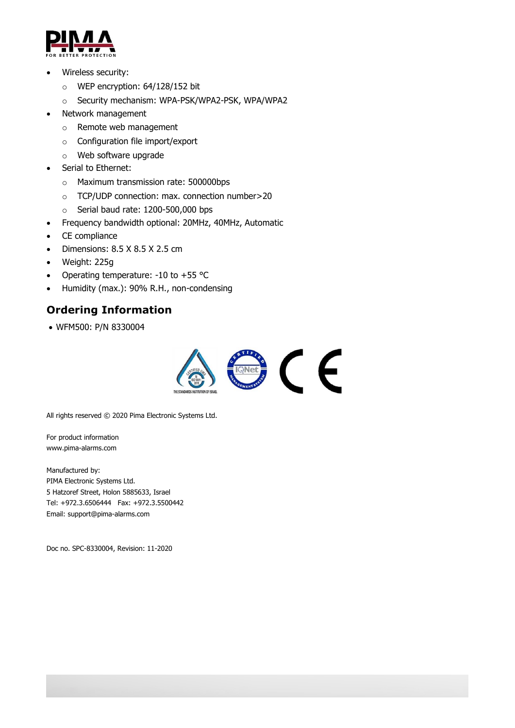- Wireless security:
  - WEP encryption: 64/128/152 bit
  - Security mechanism: WPA-PSK/WPA2-PSK, WPA/WPA2
- Network management
  - Remote web management
  - Configuration file import/export
  - Web software upgrade
- Serial to Ethernet:
  - Maximum transmission rate: 500000bps
  - TCP/UDP connection: max. connection number>20
  - Serial baud rate: 1200-500,000 bps
- Frequency bandwidth optional: 20MHz, 40MHz, Automatic
- CE compliance
- Dimensions: 8.5 X 8.5 X 2.5 cm
- Weight: 225g
- Operating temperature: -10 to +55 °C
- Humidity (max.): 90% R.H., non-condensing

## Ordering Information

- WFM500: P/N 8330004

All rights reserved © 2020 Pima Electronic Systems Ltd.

For product information
www.pima-alarms.com

Manufactured by:
PIMA Electronic Systems Ltd.
5 Hatzoref Street, Holon 5885633, Israel
Tel: +972.3.6506444 Fax: +972.3.5500442
Email: support@pima-alarms.com

Doc no. SPC-8330004, Revision: 11-2020